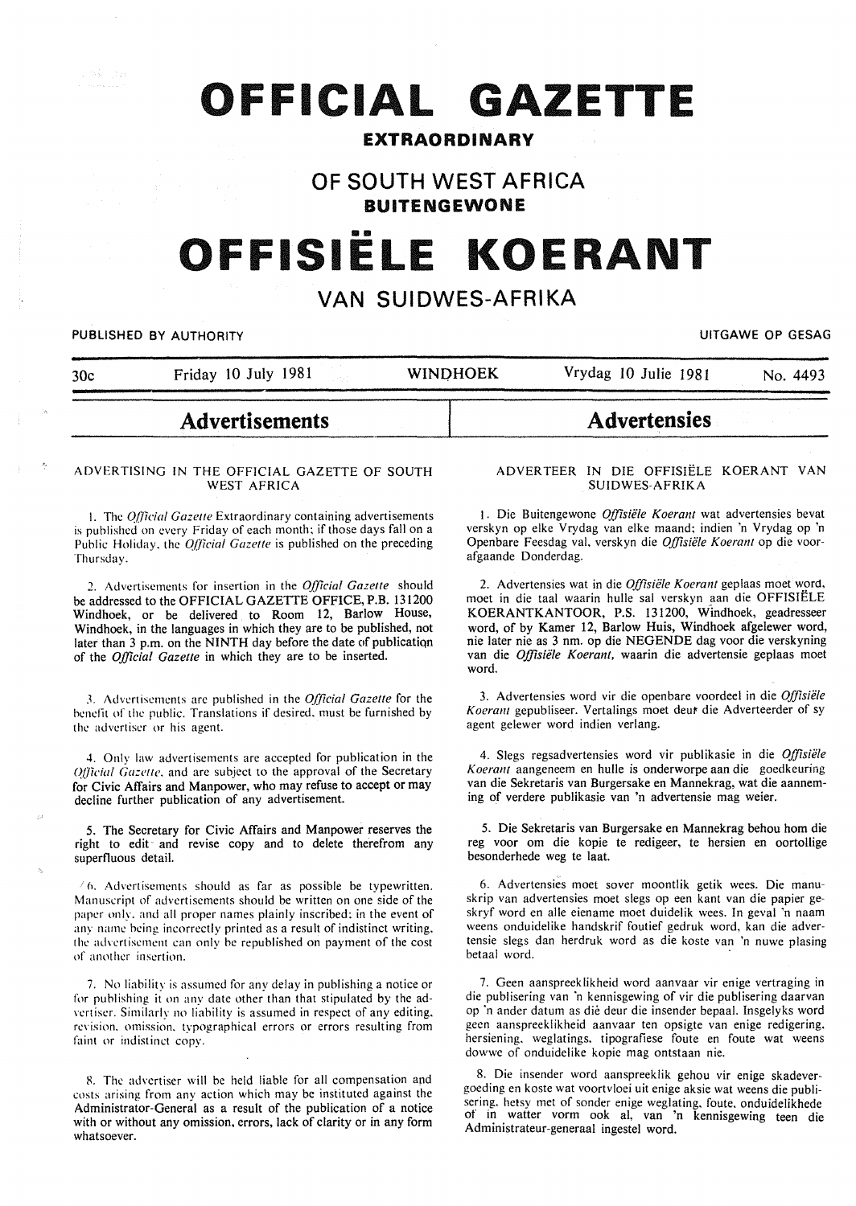# OFFICIAL GAZETTE

**EXTRAORDINARY**

## OF SOUTH WEST AFRICA

**BUITENGEWONE**

# OFFISIËLE KOERANT

## VAN SUIDWES-AFRIKA

PUBLISHED BY AUTHORITY — UITGAWE OP GESAG

30c — Friday 10 July 1981 — WINDHOEK — Vrydag 10 Julie 1981 — No. 4493

## Advertisements

ADVERTISING IN THE OFFICIAL GAZETTE OF SOUTH WEST AFRICA

1. The *Official Gazette* Extraordinary containing advertisements is published on every Friday of each month; if those days fall on a Public Holiday, the *Official Gazette* is published on the preceding Thursday.

2. Advertisements for insertion in the *Official Gazette* should be addressed to the OFFICIAL GAZETTE OFFICE, P.B. 131200 Windhoek, or be delivered to Room 12, Barlow House, Windhoek, in the languages in which they are to be published, not later than 3 p.m. on the NINTH day before the date of publication of the *Official Gazette* in which they are to be inserted.

3. Advertisements are published in the *Official Gazette* for the benefit of the public. Translations if desired, must be furnished by the advertiser or his agent.

4. Only law advertisements are accepted for publication in the *Official Gazette*, and are subject to the approval of the Secretary for Civic Affairs and Manpower, who may refuse to accept or may decline further publication of any advertisement.

5. The Secretary for Civic Affairs and Manpower reserves the right to edit and revise copy and to delete therefrom any superfluous detail.

6. Advertisements should as far as possible be typewritten. Manuscript of advertisements should be written on one side of the paper only, and all proper names plainly inscribed; in the event of any name being incorrectly printed as a result of indistinct writing, the advertisement can only be republished on payment of the cost of another insertion.

7. No liability is assumed for any delay in publishing a notice or for publishing it on any date other than that stipulated by the advertiser. Similarly no liability is assumed in respect of any editing, revision, omission, typographical errors or errors resulting from faint or indistinct copy.

8. The advertiser will be held liable for all compensation and costs arising from any action which may be instituted against the Administrator-General as a result of the publication of a notice with or without any omission, errors, lack of clarity or in any form whatsoever.

## Advertensies

ADVERTEER IN DIE OFFISIËLE KOERANT VAN SUIDWES-AFRIKA

1. Die Buitengewone *Offisiële Koerant* wat advertensies bevat verskyn op elke Vrydag van elke maand; indien 'n Vrydag op 'n Openbare Feesdag val, verskyn die *Offisiële Koerant* op die voorafgaande Donderdag.

2. Advertensies wat in die *Offisiële Koerant* geplaas moet word, moet in die taal waarin hulle sal verskyn aan die OFFISIËLE KOERANTKANTOOR, P.S. 131200, Windhoek, geadresseer word, of by Kamer 12, Barlow Huis, Windhoek afgelewer word, nie later nie as 3 nm. op die NEGENDE dag voor die verskyning van die *Offisiële Koerant*, waarin die advertensie geplaas moet word.

3. Advertensies word vir die openbare voordeel in die *Offisiële Koerant* gepubliseer. Vertalings moet deur die Adverteerder of sy agent gelewer word indien verlang.

4. Slegs regsadvertensies word vir publikasie in die *Offisiële Koerant* aangeneem en hulle is onderworpe aan die goedkeuring van die Sekretaris van Burgersake en Mannekrag, wat die aanneming of verdere publikasie van 'n advertensie mag weier.

5. Die Sekretaris van Burgersake en Mannekrag behou hom die reg voor om die kopie te redigeer, te hersien en oortollige besonderhede weg te laat.

6. Advertensies moet sover moontlik getik wees. Die manuskrip van advertensies moet slegs op een kant van die papier geskryf word en alle eiename moet duidelik wees. In geval 'n naam weens onduidelike handskrif foutief gedruk word, kan die advertensie slegs dan herdruk word as die koste van 'n nuwe plasing betaal word.

7. Geen aanspreeklikheid word aanvaar vir enige vertraging in die publisering van 'n kennisgewing of vir die publisering daarvan op 'n ander datum as dié deur die insender bepaal. Insgelyks word geen aanspreeklikheid aanvaar ten opsigte van enige redigering, hersiening, weglatings, tipografiese foute en foute wat weens dowwe of onduidelike kopie mag ontstaan nie.

8. Die insender word aanspreeklik gehou vir enige skadevergoeding en koste wat voortvloei uit enige aksie wat weens die publisering, hetsy met of sonder enige weglating, foute, onduidelikhede of in watter vorm ook al, van 'n kennisgewing teen die Administrateur-generaal ingestel word.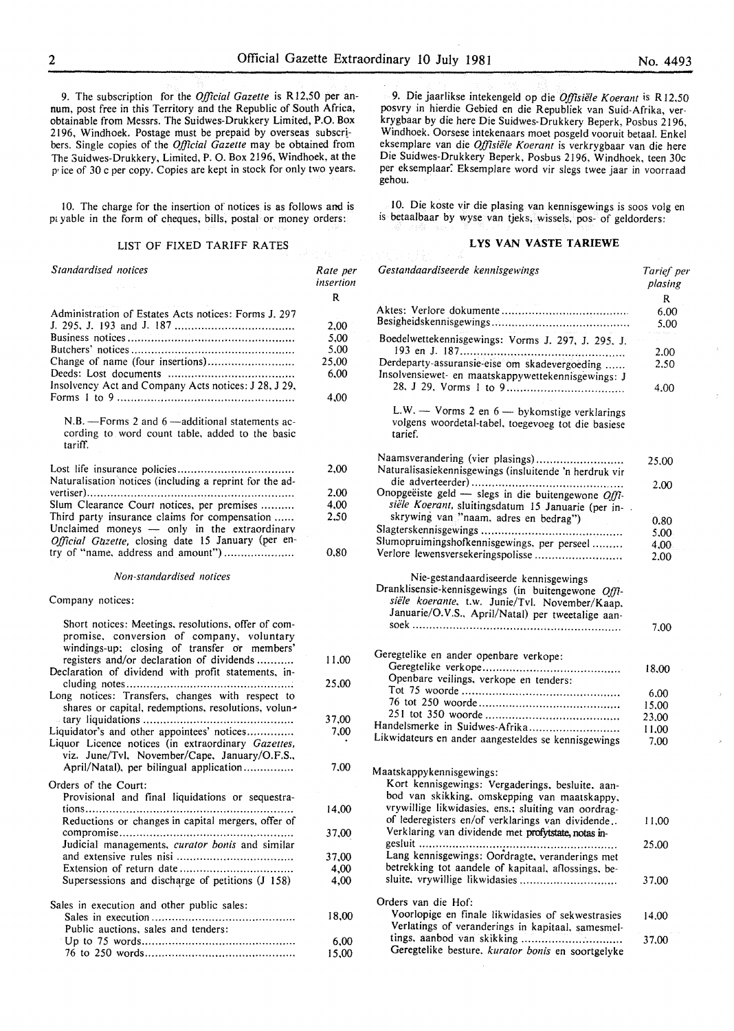9. The subscription for the *Official Gazette* is R12,50 per annum, post free in this Territory and the Republic of South Africa, obtainable from Messrs. The Suidwes-Drukkery Limited, P.O. Box 2196, Windhoek. Postage must be prepaid by overseas subscribers. Single copies of the *Official Gazette* may be obtained from The Suidwes-Drukkery, Limited, P. O. Box 2196, Windhoek, at the price of 30 c per copy. Copies are kept in stock for only two years.

10. The charge for the insertion of notices is as follows and is payable in the form of cheques, bills, postal or money orders:

## LIST OF FIXED TARIFF RATES

| *Standardised notices* | Rate per insertion R |
|---|---|
| Administration of Estates Acts notices: Forms J. 297 J. 295, J. 193 and J. 187 | 2,00 |
| Business notices | 5,00 |
| Butchers' notices | 5,00 |
| Change of name (four insertions) | 25,00 |
| Deeds: Lost documents | 6,00 |
| Insolvency Act and Company Acts notices: J 28, J 29, Forms 1 to 9 | 4,00 |
| N.B. —Forms 2 and 6 —additional statements according to word count table, added to the basic tariff. | |
| Lost life insurance policies | 2,00 |
| Naturalisation notices (including a reprint for the advertiser) | 2,00 |
| Slum Clearance Court notices, per premises | 4,00 |
| Third party insurance claims for compensation | 2,50 |
| Unclaimed moneys — only in the extraordinary *Official Gazette*, closing date 15 January (per entry of "name, address and amount") | 0,80 |

| *Non-standardised notices* | |
|---|---|
| Company notices: | |
| Short notices: Meetings, resolutions, offer of compromise, conversion of company, voluntary windings-up; closing of transfer or members' registers and/or declaration of dividends | 11,00 |
| Declaration of dividend with profit statements, including notes | 25,00 |
| Long notices: Transfers, changes with respect to shares or capital, redemptions, resolutions, voluntary liquidations | 37,00 |
| Liquidator's and other appointees' notices | 7,00 |
| Liquor Licence notices (in extraordinary *Gazettes*, viz. June/Tvl, November/Cape, January/O.F.S., April/Natal), per bilingual application | 7,00 |
| Orders of the Court: | |
| Provisional and final liquidations or sequestrations | 14,00 |
| Reductions or changes in capital mergers, offer of compromise | 37,00 |
| Judicial managements, *curator bonis* and similar and extensive rules nisi | 37,00 |
| Extension of return date | 4,00 |
| Supersessions and discharge of petitions (J 158) | 4,00 |
| Sales in execution and other public sales: | |
| Sales in execution | 18,00 |
| Public auctions, sales and tenders: | |
| Up to 75 words | 6,00 |
| 76 to 250 words | 15,00 |

9. Die jaarlikse intekengeld op die *Offisiële Koerant* is R12,50 posvry in hierdie Gebied en die Republiek van Suid-Afrika, verkrygbaar by die here Die Suidwes-Drukkery Beperk, Posbus 2196, Windhoek. Oorsese intekenaars moet posgeld vooruit betaal. Enkel eksemplare van die *Offisiële Koerant* is verkrygbaar van die here Die Suidwes-Drukkery Beperk, Posbus 2196, Windhoek, teen 30c per eksemplaar. Eksemplare word vir slegs twee jaar in voorraad gehou.

10. Die koste vir die plasing van kennisgewings is soos volg en is betaalbaar by wyse van tjeks, wissels, pos- of geldorders:

## LYS VAN VASTE TARIEWE

| *Gestandaardiseerde kennisgewings* | Tarief per plasing R |
|---|---|
| Aktes: Verlore dokumente | 6.00 |
| Besigheidskennisgewings | 5.00 |
| Boedelwettekennisgewings: Vorms J. 297, J. 295, J. 193 en J. 187 | 2.00 |
| Derdeparty-assuransie-eise om skadevergoeding | 2.50 |
| Insolvensiewet- en maatskappywettekennisgewings: J 28, J 29, Vorms 1 to 9 | 4.00 |
| L.W. — Vorms 2 en 6 — bykomstige verklarings volgens woordetal-tabel, toegevoeg tot die basiese tarief. | |
| Naamsverandering (vier plasings) | 25.00 |
| Naturalisasiekennisgewings (insluitende 'n herdruk vir die adverteerder) | 2.00 |
| Onopgeëiste geld — slegs in die buitengewone *Offisiële Koerant*, sluitingsdatum 15 Januarie (per inskrywing van "naam, adres en bedrag") | 0.80 |
| Slagterskennisgewings | 5.00 |
| Slumopruimingshofkennisgewings, per perseel | 4.00 |
| Verlore lewensversekeringspolisse | 2.00 |

| Nie-gestandaardiseerde kennisgewings | |
|---|---|
| Dranklisensie-kennisgewings (in buitengewone *Offisiële koerante*, t.w. Junie/Tvl. November/Kaap, Januarie/O.V.S., April/Natal) per tweetalige aansoek | 7.00 |
| Geregtelike en ander openbare verkope: | |
| Geregtelike verkope | 18.00 |
| Openbare veilings, verkope en tenders: | |
| Tot 75 woorde | 6.00 |
| 76 tot 250 woorde | 15.00 |
| 251 tot 350 woorde | 23.00 |
| Handelsmerke in Suidwes-Afrika | 11.00 |
| Likwidateurs en ander aangesteldes se kennisgewings | 7.00 |
| Maatskappykennisgewings: | |
| Kort kennisgewings: Vergaderings, besluite, aanbod van skikking, omskepping van maatskappy, vrywillige likwidasies, ens.; sluiting van oordrag- of lederegisters en/of verklarings van dividende | 11.00 |
| Verklaring van dividende met profytstate, notas ingesluit | 25.00 |
| Lang kennisgewings: Oordragte, veranderings met betrekking tot aandele of kapitaal, aflossings, besluite, vrywillige likwidasies | 37.00 |
| Orders van die Hof: | |
| Voorlopige en finale likwidasies of sekwestrasies | 14.00 |
| Verlatings of veranderings in kapitaal, samesmeltings, aanbod van skikking | 37.00 |
| Geregtelike besture, *kurator bonis* en soortgelyke | |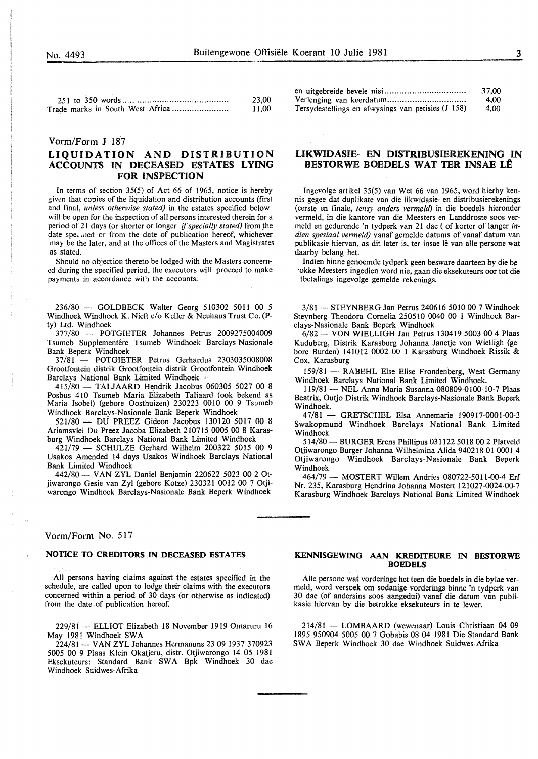| | |
|---|---|
| 251 to 350 words | 23,00 |
| Trade marks in South West Africa | 11,00 |

| | |
|---|---|
| en uitgebreide bevele nisi | 37,00 |
| Verlenging van keerdatum | 4,00 |
| Tersydestellings en afwysings van petisies (J 158) | 4,00 |

Vorm/Form J 187

## LIQUIDATION AND DISTRIBUTION ACCOUNTS IN DECEASED ESTATES LYING FOR INSPECTION

In terms of section 35(5) of Act 66 of 1965, notice is hereby given that copies of the liquidation and distribution accounts (first and final, *unless otherwise stated)* in the estates specified below will be open for the inspection of all persons interested therein for a period of 21 days (or shorter or longer *if specially stated)* from the date specified or from the date of publication hereof, whichever may be the later, and at the offices of the Masters and Magistrates as stated.

Should no objection thereto be lodged with the Masters concerned during the specified period, the executors will proceed to make payments in accordance with the accounts.

236/80 — GOLDBECK Walter Georg 510302 5011 00 5 Windhoek Windhoek K. Nieft c/o Keller & Neuhaus Trust Co. (Pty) Ltd. Windhoek

377/80 — POTGIETER Johannes Petrus 2009275004009 Tsumeb Supplementêre Tsumeb Windhoek Barclays-Nasionale Bank Beperk Windhoek

37/81 — POTGIETER Petrus Gerhardus 2303035008008 Grootfontein distrik Grootfontein distrik Grootfontein Windhoek Barclays National Bank Limited Windhoek

415/80 — TALJAARD Hendrik Jacobus 060305 5027 00 8 Posbus 410 Tsumeb Maria Elizabeth Taljaard (ook bekend as Maria Isobel) (gebore Oosthuizen) 230223 0010 00 9 Tsumeb Windhoek Barclays-Nasionale Bank Beperk Windhoek

521/80 — DU PREEZ Gideon Jacobus 130120 5017 00 8 Ariamsvlei Du Preez Jacoba Elizabeth 210715 0005 00 8 Karasburg Windhoek Barclays National Bank Limited Windhoek

421/79 — SCHULZE Gerhard Wilhelm 200322 5015 00 9 Usakos Amended 14 days Usakos Windhoek Barclays National Bank Limited Windhoek

442/80 — VAN ZYL Daniel Benjamin 220622 5023 00 2 Otjiwarongo Gesie van Zyl (gebore Kotze) 230321 0012 00 7 Otjiwarongo Windhoek Barclays-Nasionale Bank Beperk Windhoek

## LIKWIDASIE- EN DISTRIBUSIEREKENING IN BESTORWE BOEDELS WAT TER INSAE LÊ

Ingevolge artikel 35(5) van Wet 66 van 1965, word hierby kennis gegee dat duplikate van die likwidasie- en distribusierekenings (eerste en finale, *tensy anders vermeld)* in die boedels hieronder vermeld, in die kantore van die Meesters en Landdroste soos vermeld en gedurende 'n tydperk van 21 dae ( of korter of langer *indien spesiaal vermeld)* vanaf gemelde datums of vanaf datum van publikasie hiervan, as dit later is, ter insae lê van alle persone wat daarby belang het.

Indien binne genoemde tydperk geen besware daarteen by die betrokke Meesters ingedien word nie, gaan die eksekuteurs oor tot die tbetalings ingevolge gemelde rekenings.

3/81 — STEYNBERG Jan Petrus 240616 5010 00 7 Windhoek Steynberg Theodora Cornelia 250510 0040 00 1 Windhoek Barclays-Nasionale Bank Beperk Windhoek

6/82 — VON WIELLIGH Jan Petrus 130419 5003 00 4 Plaas Kuduberg, Distrik Karasburg Johanna Janetje von Wielligh (gebore Burden) 141012 0002 00 1 Karasburg Windhoek Rissik & Cox, Karasburg

159/81 — RABEHL Else Elise Frondenberg, West Germany Windhoek Barclays National Bank Limited Windhoek.

119/81 — NEL Anna Maria Susanna 080809-0100-10-7 Plaas Beatrix, Outjo Distrik Windhoek Barclays-Nasionale Bank Beperk Windhoek.

47/81 — GRETSCHEL Elsa Annemarie 190917-0001-00-3 Swakopmund Windhoek Barclays National Bank Limited Windhoek

514/80 — BURGER Erens Phillipus 031122 5018 00 2 Platveld Otjiwarongo Burger Johanna Wilhelmina Alida 940218 01 0001 4 Otjiwarongo Windhoek Barclays-Nasionale Bank Beperk Windhoek

464/79 — MOSTERT Willem Andries 080722-5011-00-4 Erf Nr. 235, Karasburg Hendrina Johanna Mostert 121027-0024-00-7 Karasburg Windhoek Barclays National Bank Limited Windhoek

Vorm/Form No. 517

### NOTICE TO CREDITORS IN DECEASED ESTATES

All persons having claims against the estates specified in the schedule, are called upon to lodge their claims with the executors concerned within a period of 30 days (or otherwise as indicated) from the date of publication hereof.

229/81 — ELLIOT Elizabeth 18 November 1919 Omaruru 16 May 1981 Windhoek SWA

224/81 — VAN ZYL Johannes Hermanuns 23 09 1937 370923 5005 00 9 Plaas Klein Okatjeru, distr. Otjiwarongo 14 05 1981 Eksekuteurs: Standard Bank SWA Bpk Windhoek 30 dae Windhoek Suidwes-Afrika

### KENNISGEWING AAN KREDITEURE IN BESTORWE BOEDELS

Alle persone wat vorderinge het teen die boedels in die bylae vermeld, word versoek om sodanige vorderings binne 'n tydperk van 30 dae (of andersins soos aangedui) vanaf die datum van publikasie hiervan by die betrokke eksekuteurs in te lewer.

214/81 — LOMBAARD (wewenaar) Louis Christiaan 04 09 1895 950904 5005 00 7 Gobabis 08 04 1981 Die Standard Bank SWA Beperk Windhoek 30 dae Windhoek Suidwes-Afrika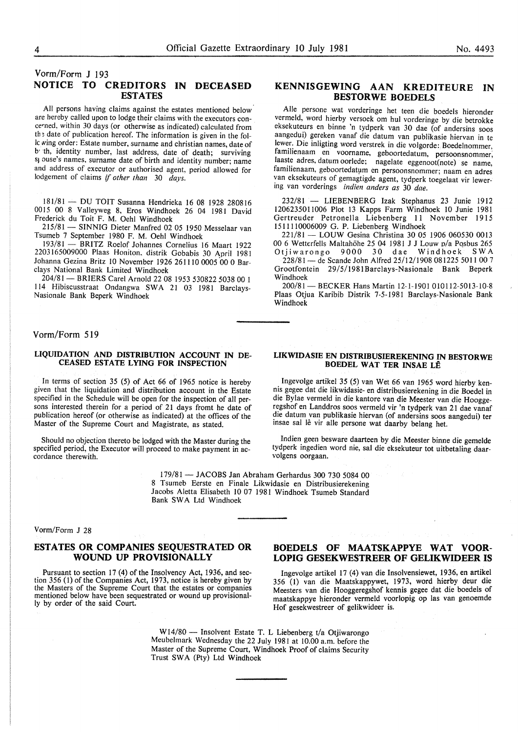Vorm/Form J 193

## NOTICE TO CREDITORS IN DECEASED ESTATES

All persons having claims against the estates mentioned below are hereby called upon to lodge their claims with the executors concerned, within 30 days (or otherwise as indicated) calculated from the date of publication hereof. The information is given in the following order: Estate number, surname and christian names, date of birth, identity number, last address, date of death; surviving spouse's names, surname date of birth and identity number; name and address of executor or authorised agent, period allowed for lodgement of claims *if other than 30 days.*

181/81 — DU TOIT Susanna Hendrieka 16 08 1928 280816 0015 00 8 Valleyweg 8, Eros Windhoek 26 04 1981 David Frederick du Toit F. M. Oehl Windhoek

215/81 — SINNIG Dieter Manfred 02 05 1950 Messelaar van Tsumeb 7 September 1980 F. M. Oehl Windhoek

193/81 — BRITZ Roelof Johannes Cornelius 16 Maart 1922 2203165009000 Plaas Honiton, distrik Gobabis 30 April 1981 Johanna Gezina Britz 10 November 1926 261110 0005 00 0 Barclays National Bank Limited Windhoek

204/81 — BRIERS Carel Arnold 22 08 1953 530822 5038 00 1 114 Hibiscusstraat Ondangwa SWA 21 03 1981 Barclays-Nasionale Bank Beperk Windhoek

## KENNISGEWING AAN KREDITEURE IN BESTORWE BOEDELS

Alle persone wat vorderinge het teen die boedels hieronder vermeld, word hierby versoek om hul vorderinge by die betrokke eksekuteurs en binne 'n tydperk van 30 dae (of andersins soos aangedui) gereken vanaf die datum van publikasie hiervan in te lewer. Die inligting word verstrek in die volgorde: Boedelnommer, familienaam en voorname, geboortedatum, persoonsnommer, laaste adres, datum oorlede; nagelate eggenoot(note) se name, familienaam, geboortedatum en persoonsnommer; naam en adres van eksekuteurs of gemagtigde agent, tydperk toegelaat vir lewering van vorderings *indien anders as 30 dae.*

232/81 — LIEBENBERG Izak Stephanus 23 Junie 1912 1206235011006 Plot 13 Kapps Farm Windhoek 10 Junie 1981 Gertreuder Petronella Liebenberg 11 November 1915 1511110006009 G. P. Liebenberg Windhoek

221/81 — LOUW Gesina Christina 30 05 1906 060530 0013 00 6 Wetterfells Maltahöhe 25 04 1981 J J Louw p/a Posbus 265 Otjiwarongo 9000 30 dae Windhoek SWA

228/81 — de Scande John Alfred 25/12/1908 081225 5011 00 7 Grootfontein 29/5/1981Barclays-Nasionale Bank Beperk Windhoek

200/81 — BECKER Hans Martin 12-1-1901 010112-5013-10-8 Plaas Otjua Karibib Distrik 7-5-1981 Barclays-Nasionale Bank Windhoek

---

Vorm/Form 519

### LIQUIDATION AND DISTRIBUTION ACCOUNT IN DECEASED ESTATE LYING FOR INSPECTION

In terms of section 35 (5) of Act 66 of 1965 notice is hereby given that the liquidation and distribution account in the Estate specified in the Schedule will be open for the inspection of all persons interested therein for a period of 21 days fromt he date of publication hereof (or otherwise as indicated) at the offices of the Master of the Supreme Court and Magistrate, as stated.

Should no objection thereto be lodged with the Master during the specified period, the Executor will proceed to make payment in accordance therewith.

### LIKWIDASIE EN DISTRIBUSIEREKENING IN BESTORWE BOEDEL WAT TER INSAE LÊ

Ingevolge artikel 35 (5) van Wet 66 van 1965 word hierby kennis gegee dat die likwidasie- en distribusierekening in die Boedel in die Bylae vermeld in die kantore van die Meester van die Hooggeregshof en Landdros soos vermeld vir 'n tydperk van 21 dae vanaf die datum van publikasie hiervan (of andersins soos aangedui) ter insae sal lê vir alle persone wat daarby belang het.

Indien geen besware daarteen by die Meester binne die gemelde tydperk ingedien word nie, sal die eksekuteur tot uitbetaling daarvolgens oorgaan.

179/81 — JACOBS Jan Abraham Gerhardus 300 730 5084 00 8 Tsumeb Eerste en Finale Likwidasie en Distribusierekening Jacobs Aletta Elisabeth 10 07 1981 Windhoek Tsumeb Standard Bank SWA Ltd Windhoek

---

Vorm/Form J 28

## ESTATES OR COMPANIES SEQUESTRATED OR WOUND UP PROVISIONALLY

Pursuant to section 17 (4) of the Insolvency Act, 1936, and section 356 (1) of the Companies Act, 1973, notice is hereby given by the Masters of the Supreme Court that the estates or companies mentioned below have been sequestrated or wound up provisionally by order of the said Court.

## BOEDELS OF MAATSKAPPYE WAT VOORLOPIG GESEKWESTREER OF GELIKWIDEER IS

Ingevolge artikel 17 (4) van die Insolvensiewet, 1936, en artikel 356 (1) van die Maatskappywet, 1973, word hierby deur die Meesters van die Hooggeregshof kennis gegee dat die boedels of maatskappye hieronder vermeld voorlopig op las van genoemde Hof gesekwestreer of gelikwideer is.

W14/80 — Insolvent Estate T. L Liebenberg t/a Otjiwarongo Meubelmark Wednesday the 22 July 1981 at 10.00 a.m. before the Master of the Supreme Court, Windhoek Proof of claims Security Trust SWA (Pty) Ltd Windhoek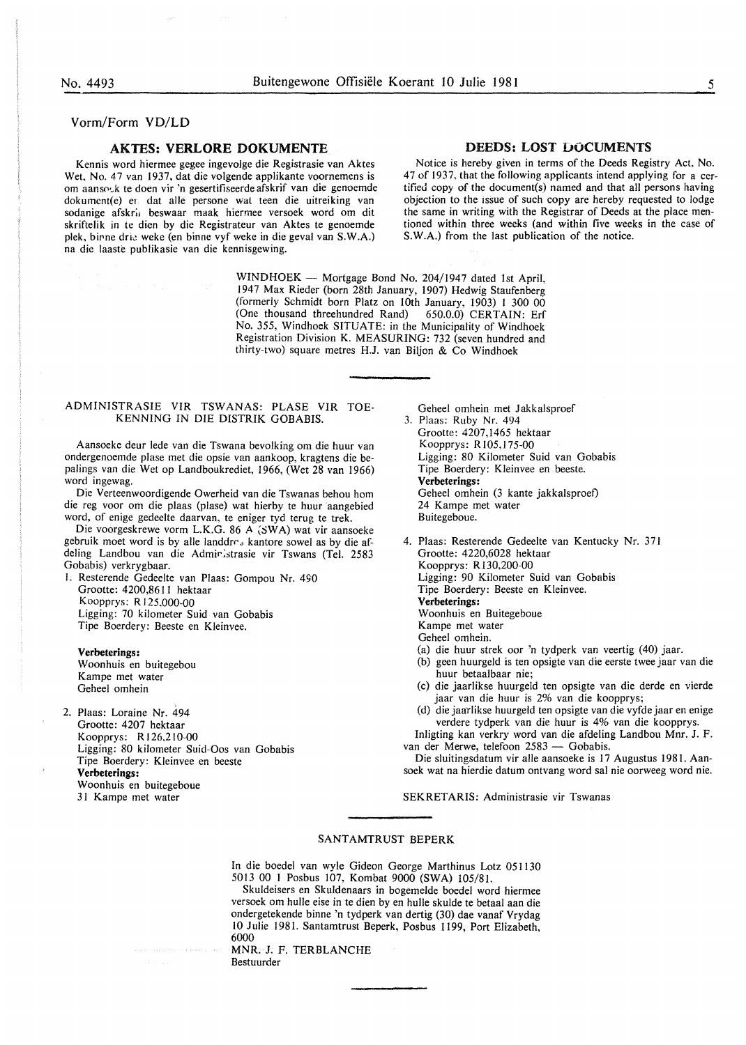Vorm/Form VD/LD

## AKTES: VERLORE DOKUMENTE

Kennis word hiermee gegee ingevolge die Registrasie van Aktes Wet, No. 47 van 1937, dat die volgende applikante voornemens is om aansoek te doen vir 'n gesertifiseerde afskrif van die genoemde dokument(e) en dat alle persone wat teen die uitreiking van sodanige afskrif beswaar maak hiermee versoek word om dit skriftelik in te dien by die Registrateur van Aktes te genoemde plek, binne drie weke (en binne vyf weke in die geval van S.W.A.) na die laaste publikasie van die kennisgewing.

## DEEDS: LOST DOCUMENTS

Notice is hereby given in terms of the Deeds Registry Act, No. 47 of 1937, that the following applicants intend applying for a certified copy of the document(s) named and that all persons having objection to the issue of such copy are hereby requested to lodge the same in writing with the Registrar of Deeds at the place mentioned within three weeks (and within five weeks in the case of S.W.A.) from the last publication of the notice.

WINDHOEK — Mortgage Bond No. 204/1947 dated 1st April, 1947 Max Rieder (born 28th January, 1907) Hedwig Staufenberg (formerly Schmidt born Platz on 10th January, 1903) 1 300 00 (One thousand threehundred Rand) 650.0.0) CERTAIN: Erf No. 355, Windhoek SITUATE: in the Municipality of Windhoek Registration Division K. MEASURING: 732 (seven hundred and thirty-two) square metres H.J. van Biljon & Co Windhoek

## ADMINISTRASIE VIR TSWANAS: PLASE VIR TOEKENNING IN DIE DISTRIK GOBABIS.

Aansoeke deur lede van die Tswana bevolking om die huur van ondergenoemde plase met die opsie van aankoop, kragtens die bepalings van die Wet op Landboukrediet, 1966, (Wet 28 van 1966) word ingewag.

Die Verteenwoordigende Owerheid van die Tswanas behou hom die reg voor om die plaas (plase) wat hierby te huur aangebied word, of enige gedeelte daarvan, te eniger tyd terug te trek.

Die voorgeskrewe vorm L.K.G. 86 A (SWA) wat vir aansoeke gebruik moet word is by alle landdros kantore sowel as by die afdeling Landbou van die Administrasie vir Tswans (Tel. 2583 Gobabis) verkrygbaar.

1. Resterende Gedeelte van Plaas: Gompou Nr. 490
   Grootte: 4200,8611 hektaar
   Koopprys: R125.000-00
   Ligging: 70 kilometer Suid van Gobabis
   Tipe Boerdery: Beeste en Kleinvee.

   **Verbeterings:**
   Woonhuis en buitegebou
   Kampe met water
   Geheel omhein

2. Plaas: Loraine Nr. 494
   Grootte: 4207 hektaar
   Koopprys: R126.210-00
   Ligging: 80 kilometer Suid-Oos van Gobabis
   Tipe Boerdery: Kleinvee en beeste
   **Verbeterings:**
   Woonhuis en buitegeboue
   31 Kampe met water
   Geheel omhein met Jakkalsproef

3. Plaas: Ruby Nr. 494
   Grootte: 4207,1465 hektaar
   Koopprys: R105,175-00
   Ligging: 80 Kilometer Suid van Gobabis
   Tipe Boerdery: Kleinvee en beeste.
   **Verbeterings:**
   Geheel omhein (3 kante jakkalsproef)
   24 Kampe met water
   Buitegeboue.

4. Plaas: Resterende Gedeelte van Kentucky Nr. 371
   Grootte: 4220,6028 hektaar
   Koopprys: R130,200-00
   Ligging: 90 Kilometer Suid van Gobabis
   Tipe Boerdery: Beeste en Kleinvee.
   **Verbeterings:**
   Woonhuis en Buitegeboue
   Kampe met water
   Geheel omhein.

(a) die huur strek oor 'n tydperk van veertig (40) jaar.
(b) geen huurgeld is ten opsigte van die eerste twee jaar van die huur betaalbaar nie;
(c) die jaarlikse huurgeld ten opsigte van die derde en vierde jaar van die huur is 2% van die koopprys;
(d) die jaarlikse huurgeld ten opsigte van die vyfde jaar en enige verdere tydperk van die huur is 4% van die koopprys.

Inligting kan verkry word van die afdeling Landbou Mnr. J. F. van der Merwe, telefoon 2583 — Gobabis.

Die sluitingsdatum vir alle aansoeke is 17 Augustus 1981. Aansoek wat na hierdie datum ontvang word sal nie oorweeg word nie.

SEKRETARIS: Administrasie vir Tswanas

## SANTAMTRUST BEPERK

In die boedel van wyle Gideon George Marthinus Lotz 051130 5013 00 1 Posbus 107, Kombat 9000 (SWA) 105/81.

Skuldeisers en Skuldenaars in bogemelde boedel word hiermee versoek om hulle eise in te dien by en hulle skulde te betaal aan die ondergetekende binne 'n tydperk van dertig (30) dae vanaf Vrydag 10 Julie 1981. Santamtrust Beperk, Posbus 1199, Port Elizabeth, 6000

MNR. J. F. TERBLANCHE
Bestuurder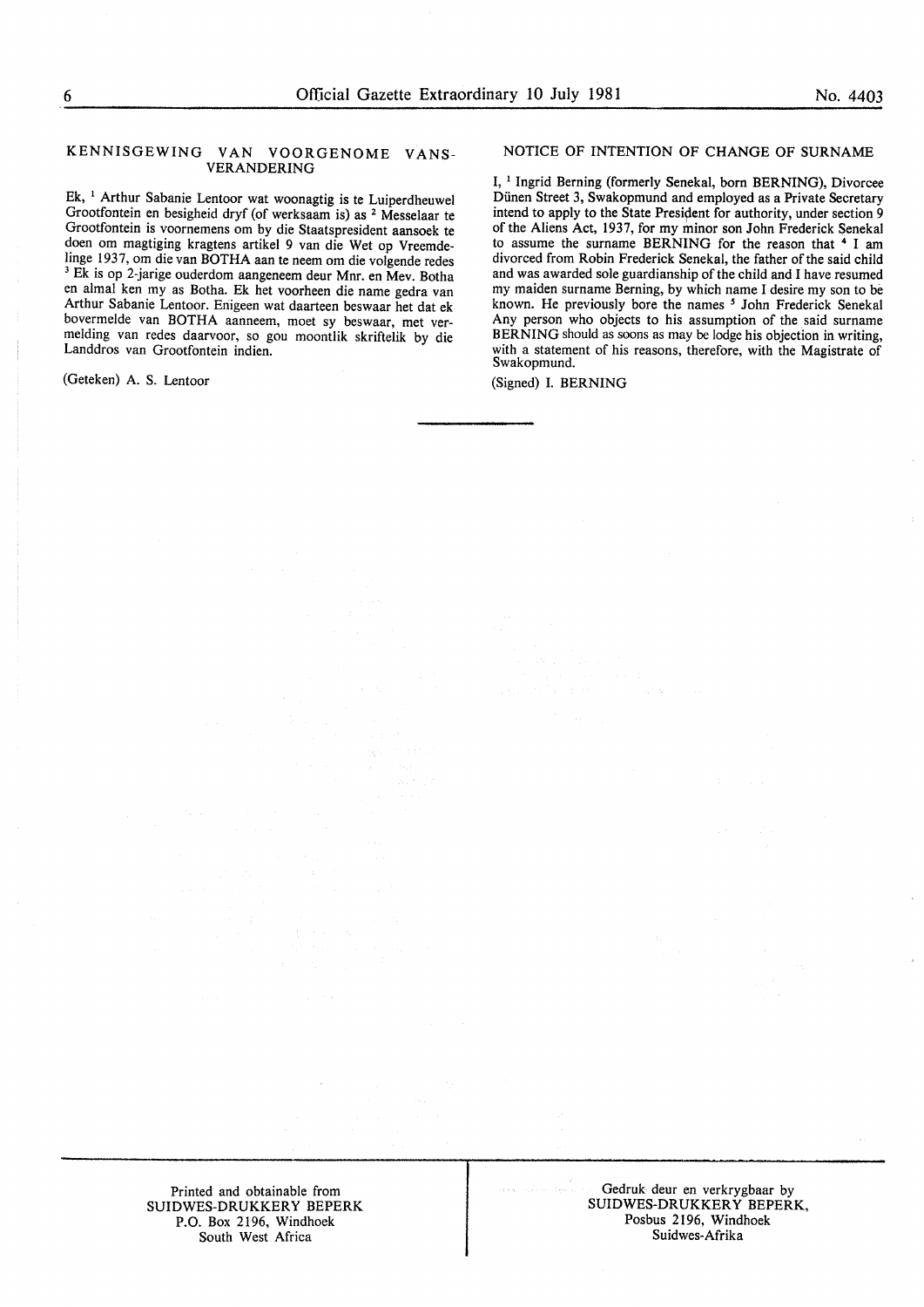## KENNISGEWING VAN VOORGENOME VANS-VERANDERING

Ek, [1] Arthur Sabanie Lentoor wat woonagtig is te Luiperdheuwel Grootfontein en besigheid dryf (of werksaam is) as [2] Messelaar te Grootfontein is voornemens om by die Staatspresident aansoek te doen om magtiging kragtens artikel 9 van die Wet op Vreemdelinge 1937, om die van BOTHA aan te neem om die volgende redes [3] Ek is op 2-jarige ouderdom aangeneem deur Mnr. en Mev. Botha en almal ken my as Botha. Ek het voorheen die name gedra van Arthur Sabanie Lentoor. Enigeen wat daarteen beswaar het dat ek bovermelde van BOTHA aanneem, moet sy beswaar, met vermelding van redes daarvoor, so gou moontlik skriftelik by die Landdros van Grootfontein indien.

(Geteken) A. S. Lentoor

## NOTICE OF INTENTION OF CHANGE OF SURNAME

I, [1] Ingrid Berning (formerly Senekal, born BERNING), Divorcee Dünen Street 3, Swakopmund and employed as a Private Secretary intend to apply to the State President for authority, under section 9 of the Aliens Act, 1937, for my minor son John Frederick Senekal to assume the surname BERNING for the reason that [4] I am divorced from Robin Frederick Senekal, the father of the said child and was awarded sole guardianship of the child and I have resumed my maiden surname Berning, by which name I desire my son to be known. He previously bore the names [5] John Frederick Senekal Any person who objects to his assumption of the said surname BERNING should as soons as may be lodge his objection in writing, with a statement of his reasons, therefore, with the Magistrate of Swakopmund.

(Signed) I. BERNING

---

Printed and obtainable from
SUIDWES-DRUKKERY BEPERK
P.O. Box 2196, Windhoek
South West Africa

Gedruk deur en verkrygbaar by
SUIDWES-DRUKKERY BEPERK,
Posbus 2196, Windhoek
Suidwes-Afrika